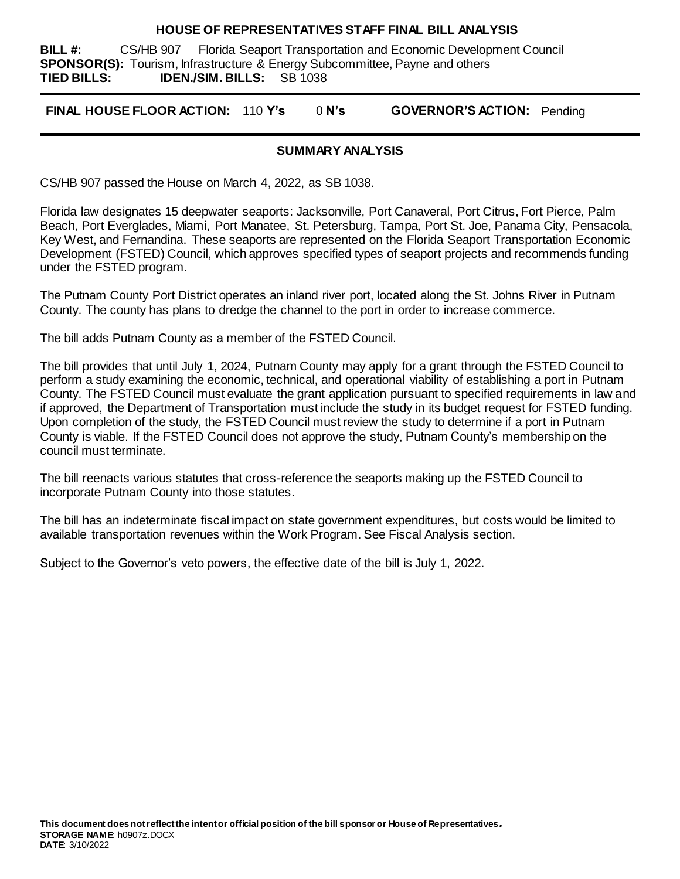# HOUSE OF REPRESENTATIVES STAFF FINAL BILL ANALYSIS

**BILL #:** CS/HB 907 Florida Seaport Transportation and Economic Development Council
**SPONSOR(S):** Tourism, Infrastructure & Energy Subcommittee, Payne and others
**TIED BILLS:** **IDEN./SIM. BILLS:** SB 1038

**FINAL HOUSE FLOOR ACTION:** 110 **Y's** 0 **N's** **GOVERNOR'S ACTION:** Pending

## SUMMARY ANALYSIS

CS/HB 907 passed the House on March 4, 2022, as SB 1038.

Florida law designates 15 deepwater seaports: Jacksonville, Port Canaveral, Port Citrus, Fort Pierce, Palm Beach, Port Everglades, Miami, Port Manatee, St. Petersburg, Tampa, Port St. Joe, Panama City, Pensacola, Key West, and Fernandina. These seaports are represented on the Florida Seaport Transportation Economic Development (FSTED) Council, which approves specified types of seaport projects and recommends funding under the FSTED program.

The Putnam County Port District operates an inland river port, located along the St. Johns River in Putnam County. The county has plans to dredge the channel to the port in order to increase commerce.

The bill adds Putnam County as a member of the FSTED Council.

The bill provides that until July 1, 2024, Putnam County may apply for a grant through the FSTED Council to perform a study examining the economic, technical, and operational viability of establishing a port in Putnam County. The FSTED Council must evaluate the grant application pursuant to specified requirements in law and if approved, the Department of Transportation must include the study in its budget request for FSTED funding. Upon completion of the study, the FSTED Council must review the study to determine if a port in Putnam County is viable. If the FSTED Council does not approve the study, Putnam County's membership on the council must terminate.

The bill reenacts various statutes that cross-reference the seaports making up the FSTED Council to incorporate Putnam County into those statutes.

The bill has an indeterminate fiscal impact on state government expenditures, but costs would be limited to available transportation revenues within the Work Program. See Fiscal Analysis section.

Subject to the Governor's veto powers, the effective date of the bill is July 1, 2022.

**This document does not reflect the intent or official position of the bill sponsor or House of Representatives.**
**STORAGE NAME**: h0907z.DOCX
**DATE**: 3/10/2022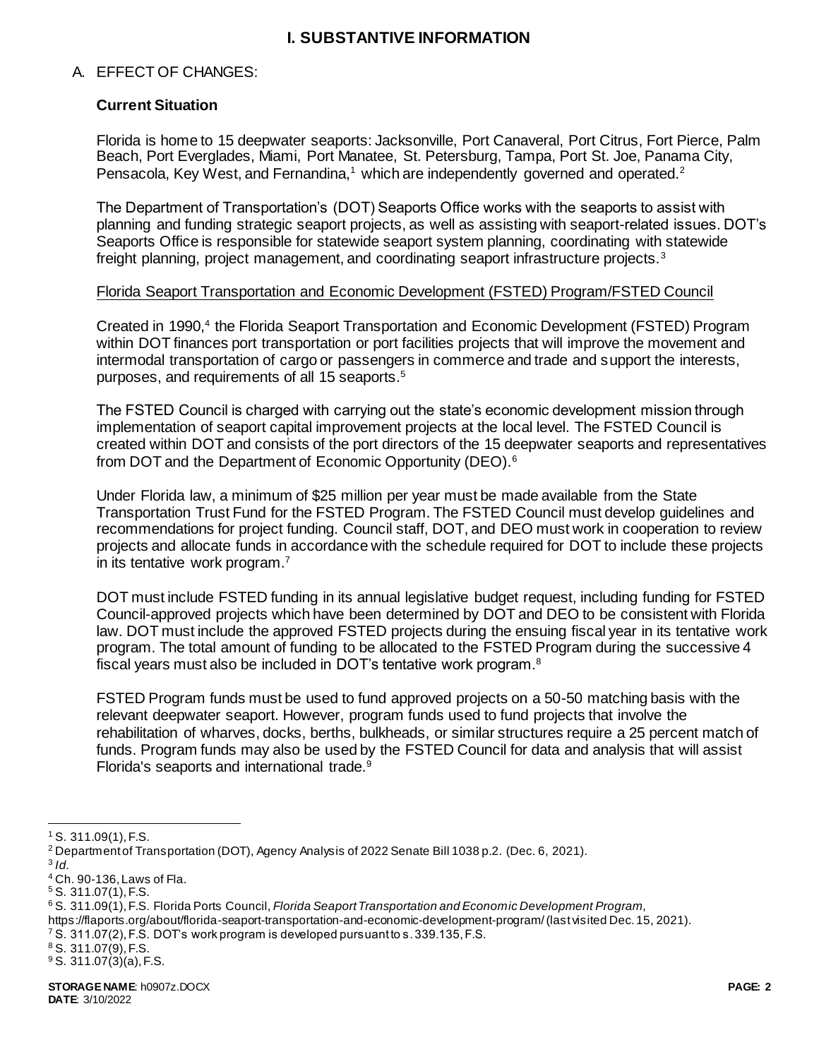# I. SUBSTANTIVE INFORMATION

A. EFFECT OF CHANGES:

**Current Situation**

Florida is home to 15 deepwater seaports: Jacksonville, Port Canaveral, Port Citrus, Fort Pierce, Palm Beach, Port Everglades, Miami, Port Manatee, St. Petersburg, Tampa, Port St. Joe, Panama City, Pensacola, Key West, and Fernandina,[1] which are independently governed and operated.[2]

The Department of Transportation's (DOT) Seaports Office works with the seaports to assist with planning and funding strategic seaport projects, as well as assisting with seaport-related issues. DOT's Seaports Office is responsible for statewide seaport system planning, coordinating with statewide freight planning, project management, and coordinating seaport infrastructure projects.[3]

<u>Florida Seaport Transportation and Economic Development (FSTED) Program/FSTED Council</u>

Created in 1990,[4] the Florida Seaport Transportation and Economic Development (FSTED) Program within DOT finances port transportation or port facilities projects that will improve the movement and intermodal transportation of cargo or passengers in commerce and trade and support the interests, purposes, and requirements of all 15 seaports.[5]

The FSTED Council is charged with carrying out the state's economic development mission through implementation of seaport capital improvement projects at the local level. The FSTED Council is created within DOT and consists of the port directors of the 15 deepwater seaports and representatives from DOT and the Department of Economic Opportunity (DEO).[6]

Under Florida law, a minimum of $25 million per year must be made available from the State Transportation Trust Fund for the FSTED Program. The FSTED Council must develop guidelines and recommendations for project funding. Council staff, DOT, and DEO must work in cooperation to review projects and allocate funds in accordance with the schedule required for DOT to include these projects in its tentative work program.[7]

DOT must include FSTED funding in its annual legislative budget request, including funding for FSTED Council-approved projects which have been determined by DOT and DEO to be consistent with Florida law. DOT must include the approved FSTED projects during the ensuing fiscal year in its tentative work program. The total amount of funding to be allocated to the FSTED Program during the successive 4 fiscal years must also be included in DOT's tentative work program.[8]

FSTED Program funds must be used to fund approved projects on a 50-50 matching basis with the relevant deepwater seaport. However, program funds used to fund projects that involve the rehabilitation of wharves, docks, berths, bulkheads, or similar structures require a 25 percent match of funds. Program funds may also be used by the FSTED Council for data and analysis that will assist Florida's seaports and international trade.[9]

---

[1] S. 311.09(1), F.S.
[2] Department of Transportation (DOT), Agency Analysis of 2022 Senate Bill 1038 p.2. (Dec. 6, 2021).
[3] *Id.*
[4] Ch. 90-136, Laws of Fla.
[5] S. 311.07(1), F.S.
[6] S. 311.09(1), F.S. Florida Ports Council, *Florida Seaport Transportation and Economic Development Program*, https://flaports.org/about/florida-seaport-transportation-and-economic-development-program/ (last visited Dec. 15, 2021).
[7] S. 311.07(2), F.S. DOT's work program is developed pursuant to s. 339.135, F.S.
[8] S. 311.07(9), F.S.
[9] S. 311.07(3)(a), F.S.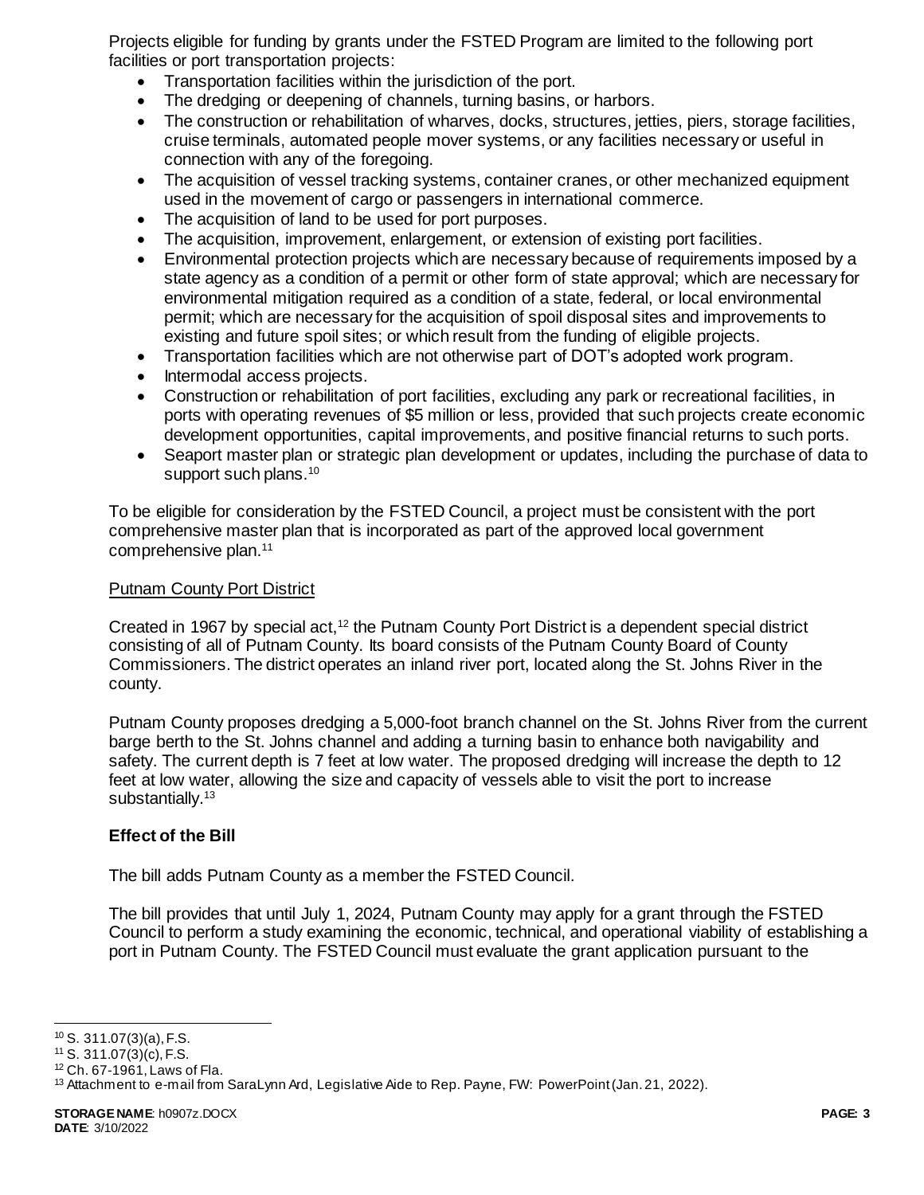Projects eligible for funding by grants under the FSTED Program are limited to the following port facilities or port transportation projects:

- Transportation facilities within the jurisdiction of the port.
- The dredging or deepening of channels, turning basins, or harbors.
- The construction or rehabilitation of wharves, docks, structures, jetties, piers, storage facilities, cruise terminals, automated people mover systems, or any facilities necessary or useful in connection with any of the foregoing.
- The acquisition of vessel tracking systems, container cranes, or other mechanized equipment used in the movement of cargo or passengers in international commerce.
- The acquisition of land to be used for port purposes.
- The acquisition, improvement, enlargement, or extension of existing port facilities.
- Environmental protection projects which are necessary because of requirements imposed by a state agency as a condition of a permit or other form of state approval; which are necessary for environmental mitigation required as a condition of a state, federal, or local environmental permit; which are necessary for the acquisition of spoil disposal sites and improvements to existing and future spoil sites; or which result from the funding of eligible projects.
- Transportation facilities which are not otherwise part of DOT's adopted work program.
- Intermodal access projects.
- Construction or rehabilitation of port facilities, excluding any park or recreational facilities, in ports with operating revenues of $5 million or less, provided that such projects create economic development opportunities, capital improvements, and positive financial returns to such ports.
- Seaport master plan or strategic plan development or updates, including the purchase of data to support such plans.[10]

To be eligible for consideration by the FSTED Council, a project must be consistent with the port comprehensive master plan that is incorporated as part of the approved local government comprehensive plan.[11]

Putnam County Port District

Created in 1967 by special act,[12] the Putnam County Port District is a dependent special district consisting of all of Putnam County. Its board consists of the Putnam County Board of County Commissioners. The district operates an inland river port, located along the St. Johns River in the county.

Putnam County proposes dredging a 5,000-foot branch channel on the St. Johns River from the current barge berth to the St. Johns channel and adding a turning basin to enhance both navigability and safety. The current depth is 7 feet at low water. The proposed dredging will increase the depth to 12 feet at low water, allowing the size and capacity of vessels able to visit the port to increase substantially.[13]

### Effect of the Bill

The bill adds Putnam County as a member the FSTED Council.

The bill provides that until July 1, 2024, Putnam County may apply for a grant through the FSTED Council to perform a study examining the economic, technical, and operational viability of establishing a port in Putnam County. The FSTED Council must evaluate the grant application pursuant to the

---

[10] S. 311.07(3)(a), F.S.

[11] S. 311.07(3)(c), F.S.

[12] Ch. 67-1961, Laws of Fla.

[13] Attachment to e-mail from SaraLynn Ard, Legislative Aide to Rep. Payne, FW: PowerPoint (Jan. 21, 2022).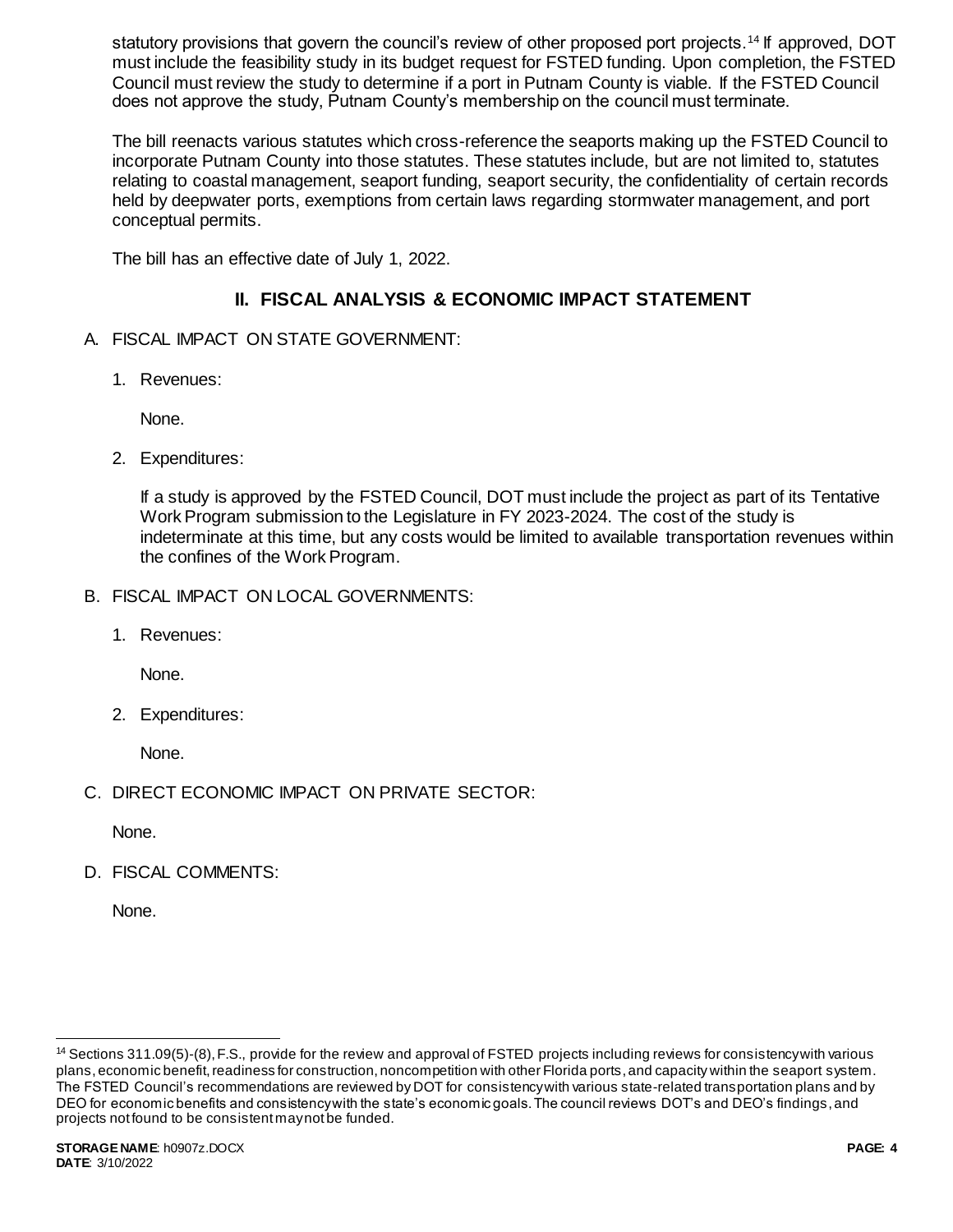statutory provisions that govern the council's review of other proposed port projects.[14] If approved, DOT must include the feasibility study in its budget request for FSTED funding. Upon completion, the FSTED Council must review the study to determine if a port in Putnam County is viable. If the FSTED Council does not approve the study, Putnam County's membership on the council must terminate.

The bill reenacts various statutes which cross-reference the seaports making up the FSTED Council to incorporate Putnam County into those statutes. These statutes include, but are not limited to, statutes relating to coastal management, seaport funding, seaport security, the confidentiality of certain records held by deepwater ports, exemptions from certain laws regarding stormwater management, and port conceptual permits.

The bill has an effective date of July 1, 2022.

## II. FISCAL ANALYSIS & ECONOMIC IMPACT STATEMENT

A. FISCAL IMPACT ON STATE GOVERNMENT:

1. Revenues:

   None.

2. Expenditures:

   If a study is approved by the FSTED Council, DOT must include the project as part of its Tentative Work Program submission to the Legislature in FY 2023-2024. The cost of the study is indeterminate at this time, but any costs would be limited to available transportation revenues within the confines of the Work Program.

B. FISCAL IMPACT ON LOCAL GOVERNMENTS:

1. Revenues:

   None.

2. Expenditures:

   None.

C. DIRECT ECONOMIC IMPACT ON PRIVATE SECTOR:

   None.

D. FISCAL COMMENTS:

   None.

---

[14] Sections 311.09(5)-(8), F.S., provide for the review and approval of FSTED projects including reviews for consistency with various plans, economic benefit, readiness for construction, noncompetition with other Florida ports, and capacity within the seaport system. The FSTED Council's recommendations are reviewed by DOT for consistency with various state-related transportation plans and by DEO for economic benefits and consistency with the state's economic goals. The council reviews DOT's and DEO's findings, and projects not found to be consistent may not be funded.